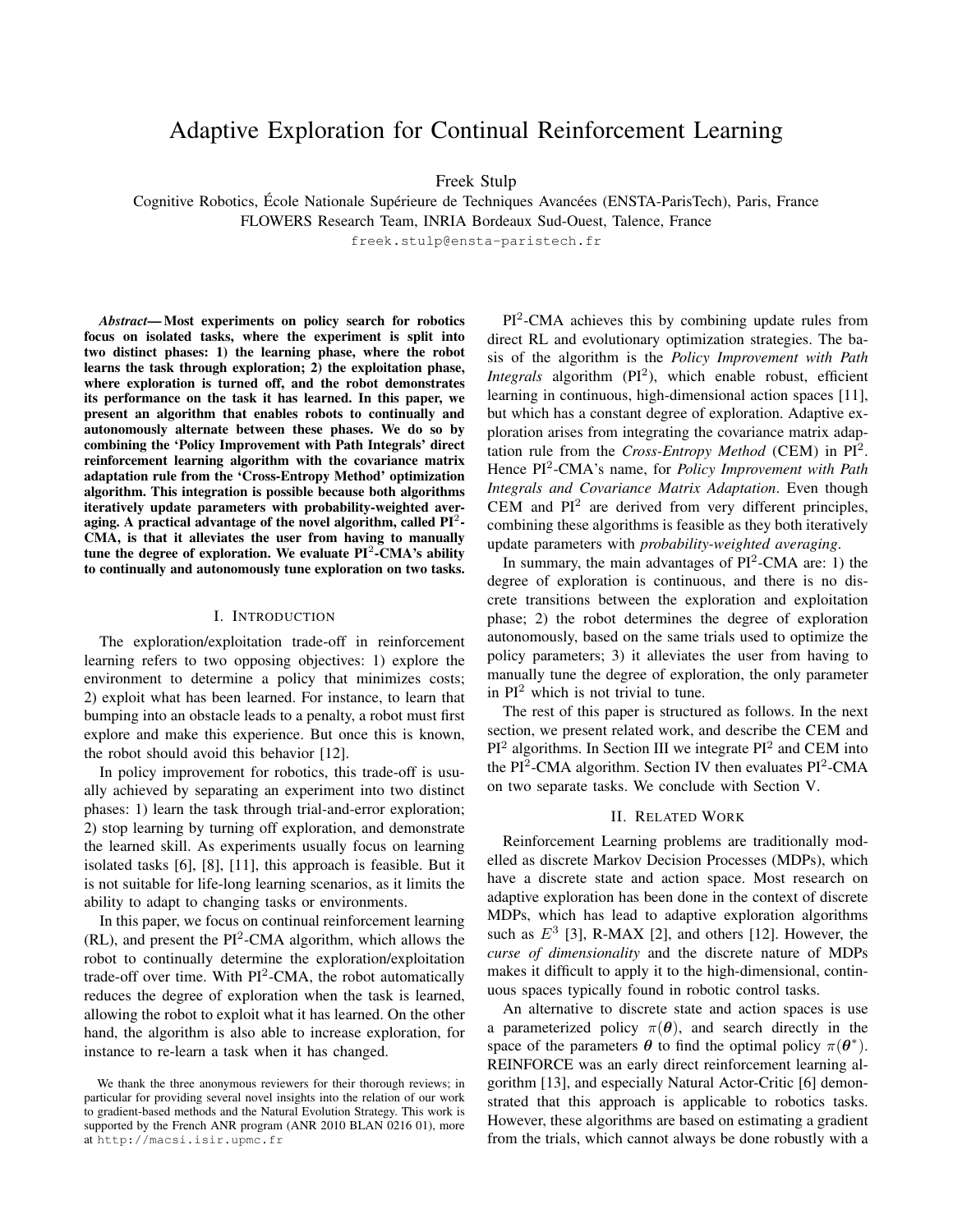# Adaptive Exploration for Continual Reinforcement Learning

Freek Stulp

Cognitive Robotics, École Nationale Supérieure de Techniques Avancées (ENSTA-ParisTech), Paris, France
FLOWERS Research Team, INRIA Bordeaux Sud-Ouest, Talence, France
freek.stulp@ensta-paristech.fr

***Abstract*— Most experiments on policy search for robotics focus on isolated tasks, where the experiment is split into two distinct phases: 1) the learning phase, where the robot learns the task through exploration; 2) the exploitation phase, where exploration is turned off, and the robot demonstrates its performance on the task it has learned. In this paper, we present an algorithm that enables robots to continually and autonomously alternate between these phases. We do so by combining the 'Policy Improvement with Path Integrals' direct reinforcement learning algorithm with the covariance matrix adaptation rule from the 'Cross-Entropy Method' optimization algorithm. This integration is possible because both algorithms iteratively update parameters with probability-weighted averaging. A practical advantage of the novel algorithm, called PI$^2$-CMA, is that it alleviates the user from having to manually tune the degree of exploration. We evaluate PI$^2$-CMA's ability to continually and autonomously tune exploration on two tasks.**

## I. Introduction

The exploration/exploitation trade-off in reinforcement learning refers to two opposing objectives: 1) explore the environment to determine a policy that minimizes costs; 2) exploit what has been learned. For instance, to learn that bumping into an obstacle leads to a penalty, a robot must first explore and make this experience. But once this is known, the robot should avoid this behavior [12].

In policy improvement for robotics, this trade-off is usually achieved by separating an experiment into two distinct phases: 1) learn the task through trial-and-error exploration; 2) stop learning by turning off exploration, and demonstrate the learned skill. As experiments usually focus on learning isolated tasks [6], [8], [11], this approach is feasible. But it is not suitable for life-long learning scenarios, as it limits the ability to adapt to changing tasks or environments.

In this paper, we focus on continual reinforcement learning (RL), and present the PI$^2$-CMA algorithm, which allows the robot to continually determine the exploration/exploitation trade-off over time. With PI$^2$-CMA, the robot automatically reduces the degree of exploration when the task is learned, allowing the robot to exploit what it has learned. On the other hand, the algorithm is also able to increase exploration, for instance to re-learn a task when it has changed.

We thank the three anonymous reviewers for their thorough reviews; in particular for providing several novel insights into the relation of our work to gradient-based methods and the Natural Evolution Strategy. This work is supported by the French ANR program (ANR 2010 BLAN 0216 01), more at http://macsi.isir.upmc.fr

PI$^2$-CMA achieves this by combining update rules from direct RL and evolutionary optimization strategies. The basis of the algorithm is the *Policy Improvement with Path Integrals* algorithm (PI$^2$), which enable robust, efficient learning in continuous, high-dimensional action spaces [11], but which has a constant degree of exploration. Adaptive exploration arises from integrating the covariance matrix adaptation rule from the *Cross-Entropy Method* (CEM) in PI$^2$. Hence PI$^2$-CMA's name, for *Policy Improvement with Path Integrals and Covariance Matrix Adaptation*. Even though CEM and PI$^2$ are derived from very different principles, combining these algorithms is feasible as they both iteratively update parameters with *probability-weighted averaging*.

In summary, the main advantages of PI$^2$-CMA are: 1) the degree of exploration is continuous, and there is no discrete transitions between the exploration and exploitation phase; 2) the robot determines the degree of exploration autonomously, based on the same trials used to optimize the policy parameters; 3) it alleviates the user from having to manually tune the degree of exploration, the only parameter in PI$^2$ which is not trivial to tune.

The rest of this paper is structured as follows. In the next section, we present related work, and describe the CEM and PI$^2$ algorithms. In Section III we integrate PI$^2$ and CEM into the PI$^2$-CMA algorithm. Section IV then evaluates PI$^2$-CMA on two separate tasks. We conclude with Section V.

## II. Related Work

Reinforcement Learning problems are traditionally modelled as discrete Markov Decision Processes (MDPs), which have a discrete state and action space. Most research on adaptive exploration has been done in the context of discrete MDPs, which has lead to adaptive exploration algorithms such as $E^3$ [3], R-MAX [2], and others [12]. However, the *curse of dimensionality* and the discrete nature of MDPs makes it difficult to apply it to the high-dimensional, continuous spaces typically found in robotic control tasks.

An alternative to discrete state and action spaces is use a parameterized policy $\pi(\boldsymbol{\theta})$, and search directly in the space of the parameters $\boldsymbol{\theta}$ to find the optimal policy $\pi(\boldsymbol{\theta}^*)$. REINFORCE was an early direct reinforcement learning algorithm [13], and especially Natural Actor-Critic [6] demonstrated that this approach is applicable to robotics tasks. However, these algorithms are based on estimating a gradient from the trials, which cannot always be done robustly with a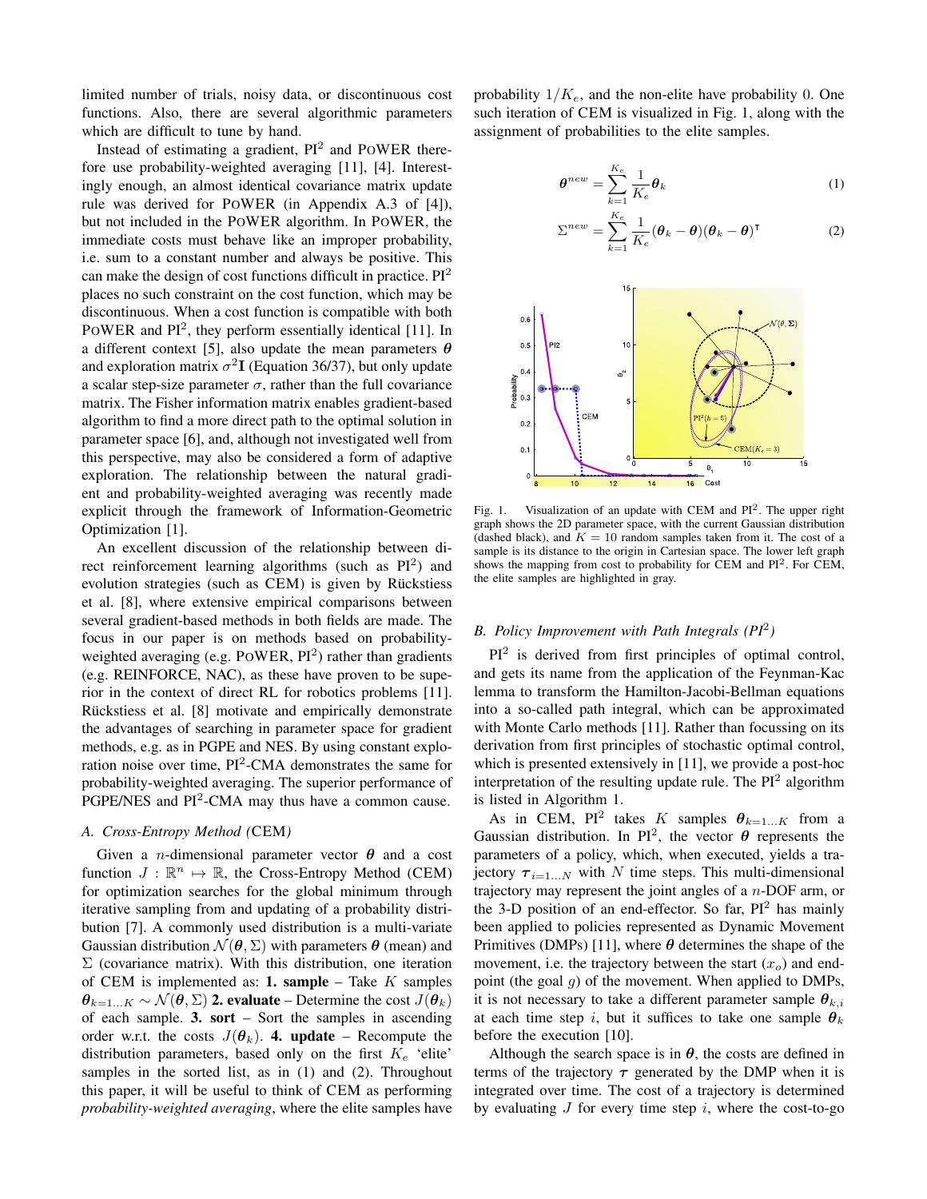limited number of trials, noisy data, or discontinuous cost functions. Also, there are several algorithmic parameters which are difficult to tune by hand.

Instead of estimating a gradient, PI$^2$ and PoWER therefore use probability-weighted averaging [11], [4]. Interestingly enough, an almost identical covariance matrix update rule was derived for PoWER (in Appendix A.3 of [4]), but not included in the PoWER algorithm. In PoWER, the immediate costs must behave like an improper probability, i.e. sum to a constant number and always be positive. This can make the design of cost functions difficult in practice. PI$^2$ places no such constraint on the cost function, which may be discontinuous. When a cost function is compatible with both PoWER and PI$^2$, they perform essentially identical [11]. In a different context [5], also update the mean parameters $\boldsymbol{\theta}$ and exploration matrix $\sigma^2\mathbf{I}$ (Equation 36/37), but only update a scalar step-size parameter $\sigma$, rather than the full covariance matrix. The Fisher information matrix enables gradient-based algorithm to find a more direct path to the optimal solution in parameter space [6], and, although not investigated well from this perspective, may also be considered a form of adaptive exploration. The relationship between the natural gradient and probability-weighted averaging was recently made explicit through the framework of Information-Geometric Optimization [1].

An excellent discussion of the relationship between direct reinforcement learning algorithms (such as PI$^2$) and evolution strategies (such as CEM) is given by Rückstiess et al. [8], where extensive empirical comparisons between several gradient-based methods in both fields are made. The focus in our paper is on methods based on probability-weighted averaging (e.g. PoWER, PI$^2$) rather than gradients (e.g. REINFORCE, NAC), as these have proven to be superior in the context of direct RL for robotics problems [11]. Rückstiess et al. [8] motivate and empirically demonstrate the advantages of searching in parameter space for gradient methods, e.g. as in PGPE and NES. By using constant exploration noise over time, PI$^2$-CMA demonstrates the same for probability-weighted averaging. The superior performance of PGPE/NES and PI$^2$-CMA may thus have a common cause.

### A. Cross-Entropy Method (CEM)

Given a $n$-dimensional parameter vector $\boldsymbol{\theta}$ and a cost function $J : \mathbb{R}^n \mapsto \mathbb{R}$, the Cross-Entropy Method (CEM) for optimization searches for the global minimum through iterative sampling from and updating of a probability distribution [7]. A commonly used distribution is a multi-variate Gaussian distribution $\mathcal{N}(\boldsymbol{\theta}, \Sigma)$ with parameters $\boldsymbol{\theta}$ (mean) and $\Sigma$ (covariance matrix). With this distribution, one iteration of CEM is implemented as: **1. sample** – Take $K$ samples $\boldsymbol{\theta}_{k=1\dots K} \sim \mathcal{N}(\boldsymbol{\theta}, \Sigma)$ **2. evaluate** – Determine the cost $J(\boldsymbol{\theta}_k)$ of each sample. **3. sort** – Sort the samples in ascending order w.r.t. the costs $J(\boldsymbol{\theta}_k)$. **4. update** – Recompute the distribution parameters, based only on the first $K_e$ 'elite' samples in the sorted list, as in (1) and (2). Throughout this paper, it will be useful to think of CEM as performing *probability-weighted averaging*, where the elite samples have probability $1/K_e$, and the non-elite have probability 0. One such iteration of CEM is visualized in Fig. 1, along with the assignment of probabilities to the elite samples.

$$\boldsymbol{\theta}^{new} = \sum_{k=1}^{K_e} \frac{1}{K_e} \boldsymbol{\theta}_k \tag{1}$$

$$\Sigma^{new} = \sum_{k=1}^{K_e} \frac{1}{K_e} (\boldsymbol{\theta}_k - \boldsymbol{\theta})(\boldsymbol{\theta}_k - \boldsymbol{\theta})^\intercal \tag{2}$$

Fig. 1. Visualization of an update with CEM and PI$^2$. The upper right graph shows the 2D parameter space, with the current Gaussian distribution (dashed black), and $K = 10$ random samples taken from it. The cost of a sample is its distance to the origin in Cartesian space. The lower left graph shows the mapping from cost to probability for CEM and PI$^2$. For CEM, the elite samples are highlighted in gray.

### B. Policy Improvement with Path Integrals (PI$^2$)

PI$^2$ is derived from first principles of optimal control, and gets its name from the application of the Feynman-Kac lemma to transform the Hamilton-Jacobi-Bellman equations into a so-called path integral, which can be approximated with Monte Carlo methods [11]. Rather than focussing on its derivation from first principles of stochastic optimal control, which is presented extensively in [11], we provide a post-hoc interpretation of the resulting update rule. The PI$^2$ algorithm is listed in Algorithm 1.

As in CEM, PI$^2$ takes $K$ samples $\boldsymbol{\theta}_{k=1\dots K}$ from a Gaussian distribution. In PI$^2$, the vector $\boldsymbol{\theta}$ represents the parameters of a policy, which, when executed, yields a trajectory $\boldsymbol{\tau}_{i=1\dots N}$ with $N$ time steps. This multi-dimensional trajectory may represent the joint angles of a $n$-DOF arm, or the 3-D position of an end-effector. So far, PI$^2$ has mainly been applied to policies represented as Dynamic Movement Primitives (DMPs) [11], where $\boldsymbol{\theta}$ determines the shape of the movement, i.e. the trajectory between the start ($x_o$) and end-point (the goal $g$) of the movement. When applied to DMPs, it is not necessary to take a different parameter sample $\boldsymbol{\theta}_{k,i}$ at each time step $i$, but it suffices to take one sample $\boldsymbol{\theta}_k$ before the execution [10].

Although the search space is in $\boldsymbol{\theta}$, the costs are defined in terms of the trajectory $\boldsymbol{\tau}$ generated by the DMP when it is integrated over time. The cost of a trajectory is determined by evaluating $J$ for every time step $i$, where the cost-to-go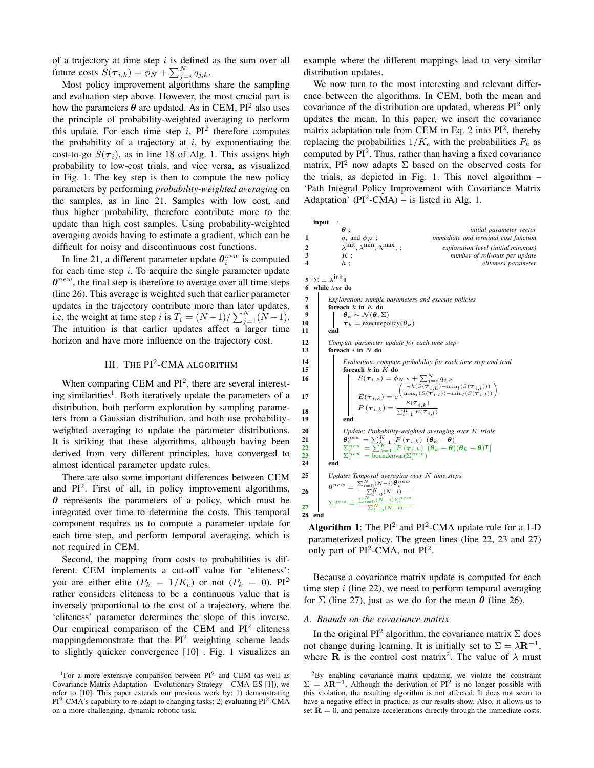of a trajectory at time step $i$ is defined as the sum over all future costs $S(\boldsymbol{\tau}_{i,k}) = \phi_N + \sum_{j=i}^{N} q_{j,k}$.

Most policy improvement algorithms share the sampling and evaluation step above. However, the most crucial part is how the parameters $\boldsymbol{\theta}$ are updated. As in CEM, PI$^2$ also uses the principle of probability-weighted averaging to perform this update. For each time step $i$, PI$^2$ therefore computes the probability of a trajectory at $i$, by exponentiating the cost-to-go $S(\boldsymbol{\tau}_i)$, as in line 18 of Alg. 1. This assigns high probability to low-cost trials, and vice versa, as visualized in Fig. 1. The key step is then to compute the new policy parameters by performing *probability-weighted averaging* on the samples, as in line 21. Samples with low cost, and thus higher probability, therefore contribute more to the update than high cost samples. Using probability-weighted averaging avoids having to estimate a gradient, which can be difficult for noisy and discontinuous cost functions.

In line 21, a different parameter update $\boldsymbol{\theta}_i^{new}$ is computed for each time step $i$. To acquire the single parameter update $\boldsymbol{\theta}^{new}$, the final step is therefore to average over all time steps (line 26). This average is weighted such that earlier parameter updates in the trajectory contribute more than later updates, i.e. the weight at time step $i$ is $T_i = (N-1)/\sum_{j=1}^{N}(N-1)$. The intuition is that earlier updates affect a larger time horizon and have more influence on the trajectory cost.

## III. The PI$^2$-CMA algorithm

When comparing CEM and PI$^2$, there are several interesting similarities[1]. Both iteratively update the parameters of a distribution, both perform exploration by sampling parameters from a Gaussian distribution, and both use probability-weighted averaging to update the parameter distributions. It is striking that these algorithms, although having been derived from very different principles, have converged to almost identical parameter update rules.

There are also some important differences between CEM and PI$^2$. First of all, in policy improvement algorithms, $\boldsymbol{\theta}$ represents the parameters of a policy, which must be integrated over time to determine the costs. This temporal component requires us to compute a parameter update for each time step, and perform temporal averaging, which is not required in CEM.

Second, the mapping from costs to probabilities is different. CEM implements a cut-off value for 'eliteness': you are either elite ($P_k = 1/K_e$) or not ($P_k = 0$). PI$^2$ rather considers eliteness to be a continuous value that is inversely proportional to the cost of a trajectory, where the 'eliteness' parameter determines the slope of this inverse. Our empirical comparison of the CEM and PI$^2$ eliteness mappingdemonstrate that the PI$^2$ weighting scheme leads to slightly quicker convergence [10] . Fig. 1 visualizes an example where the different mappings lead to very similar distribution updates.

We now turn to the most interesting and relevant difference between the algorithms. In CEM, both the mean and covariance of the distribution are updated, whereas PI$^2$ only updates the mean. In this paper, we insert the covariance matrix adaptation rule from CEM in Eq. 2 into PI$^2$, thereby replacing the probabilities $1/K_e$ with the probabilities $P_k$ as computed by PI$^2$. Thus, rather than having a fixed covariance matrix, PI$^2$ now adapts $\Sigma$ based on the observed costs for the trials, as depicted in Fig. 1. This novel algorithm – 'Path Integral Policy Improvement with Covariance Matrix Adaptation' (PI$^2$-CMA) – is listed in Alg. 1.

```
input :
      θ ;                              initial parameter vector
1     q_i and φ_N ;                    immediate and terminal cost function
2     λ^init, λ^min, λ^max ;           exploration level (initial,min,max)
3     K ;                              number of roll-outs per update
4     h ;                              eliteness parameter

5  Σ = λ^init I
6  while true do
7      Exploration: sample parameters and execute policies
8      foreach k in K do
9          θ_k ~ N(θ, Σ)
10         τ_k = executepolicy(θ_k)
11     end
12     Compute parameter update for each time step
13     foreach i in N do
14         Evaluation: compute probability for each time step and trial
15         foreach k in K do
16             S(τ_{i,k}) = φ_{N,k} + Σ_{j=i}^{N} q_{j,k}
17             E(τ_{i,k}) = e^( -h(S(τ_{i,k}) - min_l(S(τ_{i,l}))) / (max_l(S(τ_{i,l})) - min_l(S(τ_{i,l}))) )
18             P(τ_{i,k}) = E(τ_{i,k}) / Σ_{l=1}^{K} E(τ_{i,l})
19         end
20         Update: Probability-weighted averaging over K trials
21         θ_i^new = Σ_{k=1}^{K} [P(τ_{i,k}) (θ_k - θ)]
22         Σ_i^new = Σ_{k=1}^{K} [P(τ_{i,k}) (θ_k - θ)(θ_k - θ)^T]
23         Σ_i^new = boundcovar(Σ_i^new)
24     end
25     Update: Temporal averaging over N time steps
26     θ^new = Σ_{i=0}^{N} (N-i) θ_i^new / Σ_{l=0}^{N} (N-l)
27     Σ^new = Σ_{i=0}^{N} (N-i) Σ_i^new / Σ_{l=0}^{N} (N-l)
28 end
```

**Algorithm 1**: The PI$^2$ and PI$^2$-CMA update rule for a 1-D parameterized policy. The green lines (line 22, 23 and 27) only part of PI$^2$-CMA, not PI$^2$.

Because a covariance matrix update is computed for each time step $i$ (line 22), we need to perform temporal averaging for $\Sigma$ (line 27), just as we do for the mean $\boldsymbol{\theta}$ (line 26).

### A. Bounds on the covariance matrix

In the original PI$^2$ algorithm, the covariance matrix $\Sigma$ does not change during learning. It is initially set to $\Sigma = \lambda\mathbf{R}^{-1}$, where $\mathbf{R}$ is the control cost matrix[2]. The value of $\lambda$ must

[1] For a more extensive comparison between PI$^2$ and CEM (as well as Covariance Matrix Adaptation - Evolutionary Strategy – CMA-ES [1]), we refer to [10]. This paper extends our previous work by: 1) demonstrating PI$^2$-CMA's capability to re-adapt to changing tasks; 2) evaluating PI$^2$-CMA on a more challenging, dynamic robotic task.

[2] By enabling covariance matrix updating, we violate the constraint $\Sigma = \lambda\mathbf{R}^{-1}$. Although the derivation of PI$^2$ is no longer possible with this violation, the resulting algorithm is not affected. It does not seem to have a negative effect in practice, as our results show. Also, it allows us to set $\mathbf{R} = 0$, and penalize accelerations directly through the immediate costs.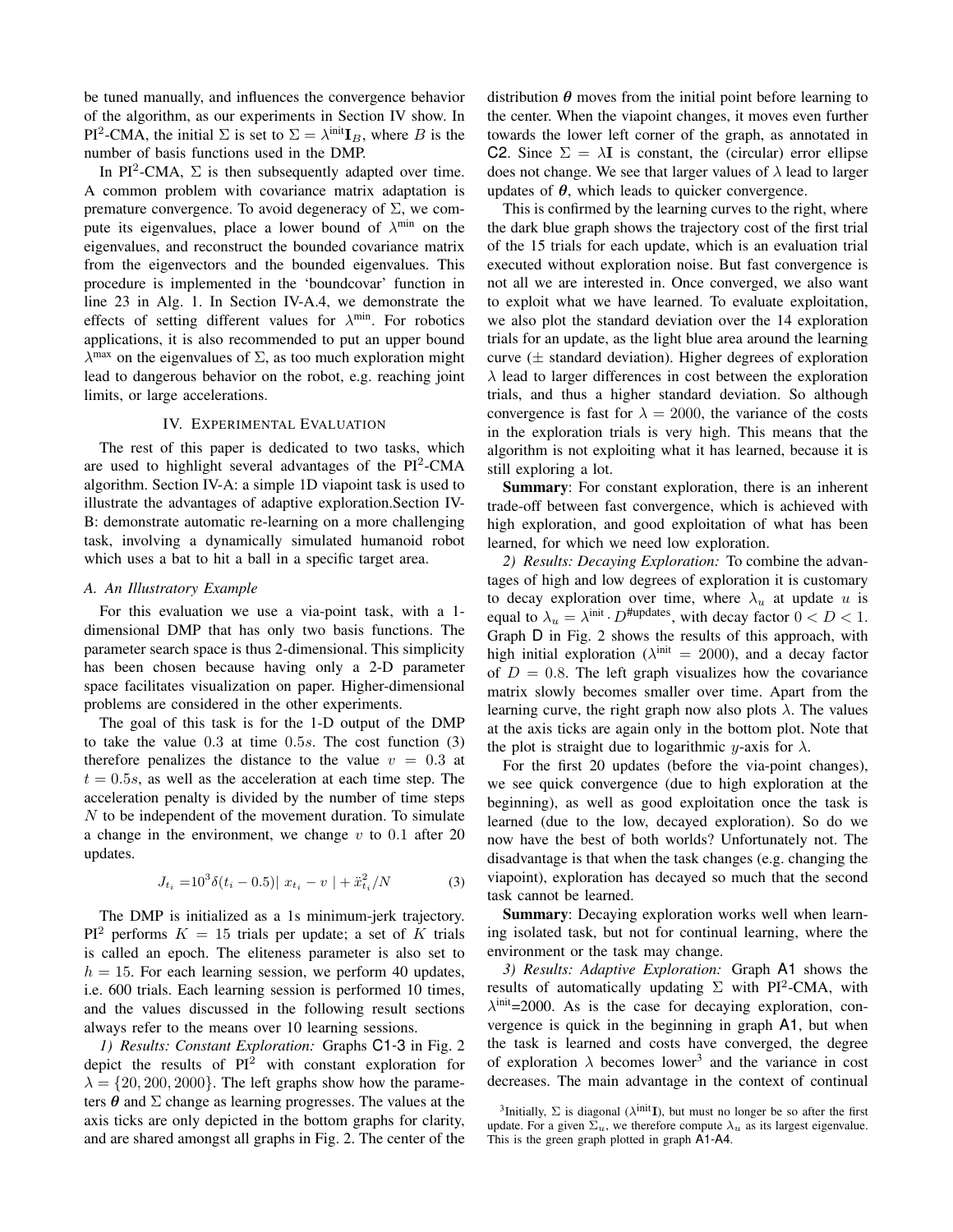be tuned manually, and influences the convergence behavior of the algorithm, as our experiments in Section IV show. In PI$^2$-CMA, the initial $\Sigma$ is set to $\Sigma = \lambda^{\text{init}}\mathbf{I}_B$, where $B$ is the number of basis functions used in the DMP.

In PI$^2$-CMA, $\Sigma$ is then subsequently adapted over time. A common problem with covariance matrix adaptation is premature convergence. To avoid degeneracy of $\Sigma$, we compute its eigenvalues, place a lower bound of $\lambda^{\text{min}}$ on the eigenvalues, and reconstruct the bounded covariance matrix from the eigenvectors and the bounded eigenvalues. This procedure is implemented in the 'boundcovar' function in line 23 in Alg. 1. In Section IV-A.4, we demonstrate the effects of setting different values for $\lambda^{\text{min}}$. For robotics applications, it is also recommended to put an upper bound $\lambda^{\text{max}}$ on the eigenvalues of $\Sigma$, as too much exploration might lead to dangerous behavior on the robot, e.g. reaching joint limits, or large accelerations.

## IV. Experimental Evaluation

The rest of this paper is dedicated to two tasks, which are used to highlight several advantages of the PI$^2$-CMA algorithm. Section IV-A: a simple 1D viapoint task is used to illustrate the advantages of adaptive exploration.Section IV-B: demonstrate automatic re-learning on a more challenging task, involving a dynamically simulated humanoid robot which uses a bat to hit a ball in a specific target area.

### A. An Illustratory Example

For this evaluation we use a via-point task, with a 1-dimensional DMP that has only two basis functions. The parameter search space is thus 2-dimensional. This simplicity has been chosen because having only a 2-D parameter space facilitates visualization on paper. Higher-dimensional problems are considered in the other experiments.

The goal of this task is for the 1-D output of the DMP to take the value $0.3$ at time $0.5s$. The cost function (3) therefore penalizes the distance to the value $v = 0.3$ at $t = 0.5s$, as well as the acceleration at each time step. The acceleration penalty is divided by the number of time steps $N$ to be independent of the movement duration. To simulate a change in the environment, we change $v$ to $0.1$ after 20 updates.

$$J_{t_i} = 10^3\delta(t_i - 0.5)|\ x_{t_i} - v\ | + \ddot{x}_{t_i}^2/N \tag{3}$$

The DMP is initialized as a 1s minimum-jerk trajectory. PI$^2$ performs $K = 15$ trials per update; a set of $K$ trials is called an epoch. The eliteness parameter is also set to $h = 15$. For each learning session, we perform 40 updates, i.e. 600 trials. Each learning session is performed 10 times, and the values discussed in the following result sections always refer to the means over 10 learning sessions.

*1) Results: Constant Exploration:* Graphs C1-3 in Fig. 2 depict the results of PI$^2$ with constant exploration for $\lambda = \{20, 200, 2000\}$. The left graphs show how the parameters $\boldsymbol{\theta}$ and $\Sigma$ change as learning progresses. The values at the axis ticks are only depicted in the bottom graphs for clarity, and are shared amongst all graphs in Fig. 2. The center of the distribution $\boldsymbol{\theta}$ moves from the initial point before learning to the center. When the viapoint changes, it moves even further towards the lower left corner of the graph, as annotated in C2. Since $\Sigma = \lambda\mathbf{I}$ is constant, the (circular) error ellipse does not change. We see that larger values of $\lambda$ lead to larger updates of $\boldsymbol{\theta}$, which leads to quicker convergence.

This is confirmed by the learning curves to the right, where the dark blue graph shows the trajectory cost of the first trial of the 15 trials for each update, which is an evaluation trial executed without exploration noise. But fast convergence is not all we are interested in. Once converged, we also want to exploit what we have learned. To evaluate exploitation, we also plot the standard deviation over the 14 exploration trials for an update, as the light blue area around the learning curve ($\pm$ standard deviation). Higher degrees of exploration $\lambda$ lead to larger differences in cost between the exploration trials, and thus a higher standard deviation. So although convergence is fast for $\lambda = 2000$, the variance of the costs in the exploration trials is very high. This means that the algorithm is not exploiting what it has learned, because it is still exploring a lot.

**Summary**: For constant exploration, there is an inherent trade-off between fast convergence, which is achieved with high exploration, and good exploitation of what has been learned, for which we need low exploration.

*2) Results: Decaying Exploration:* To combine the advantages of high and low degrees of exploration it is customary to decay exploration over time, where $\lambda_u$ at update $u$ is equal to $\lambda_u = \lambda^{\text{init}} \cdot D^{\#\text{updates}}$, with decay factor $0 < D < 1$. Graph D in Fig. 2 shows the results of this approach, with high initial exploration ($\lambda^{\text{init}} = 2000$), and a decay factor of $D = 0.8$. The left graph visualizes how the covariance matrix slowly becomes smaller over time. Apart from the learning curve, the right graph now also plots $\lambda$. The values at the axis ticks are again only in the bottom plot. Note that the plot is straight due to logarithmic $y$-axis for $\lambda$.

For the first 20 updates (before the via-point changes), we see quick convergence (due to high exploration at the beginning), as well as good exploitation once the task is learned (due to the low, decayed exploration). So do we now have the best of both worlds? Unfortunately not. The disadvantage is that when the task changes (e.g. changing the viapoint), exploration has decayed so much that the second task cannot be learned.

**Summary**: Decaying exploration works well when learning isolated task, but not for continual learning, where the environment or the task may change.

*3) Results: Adaptive Exploration:* Graph A1 shows the results of automatically updating $\Sigma$ with PI$^2$-CMA, with $\lambda^{\text{init}}$=2000. As is the case for decaying exploration, convergence is quick in the beginning in graph A1, but when the task is learned and costs have converged, the degree of exploration $\lambda$ becomes lower[3] and the variance in cost decreases. The main advantage in the context of continual

[3]Initially, $\Sigma$ is diagonal ($\lambda^{\text{init}}\mathbf{I}$), but must no longer be so after the first update. For a given $\Sigma_u$, we therefore compute $\lambda_u$ as its largest eigenvalue. This is the green graph plotted in graph A1-A4.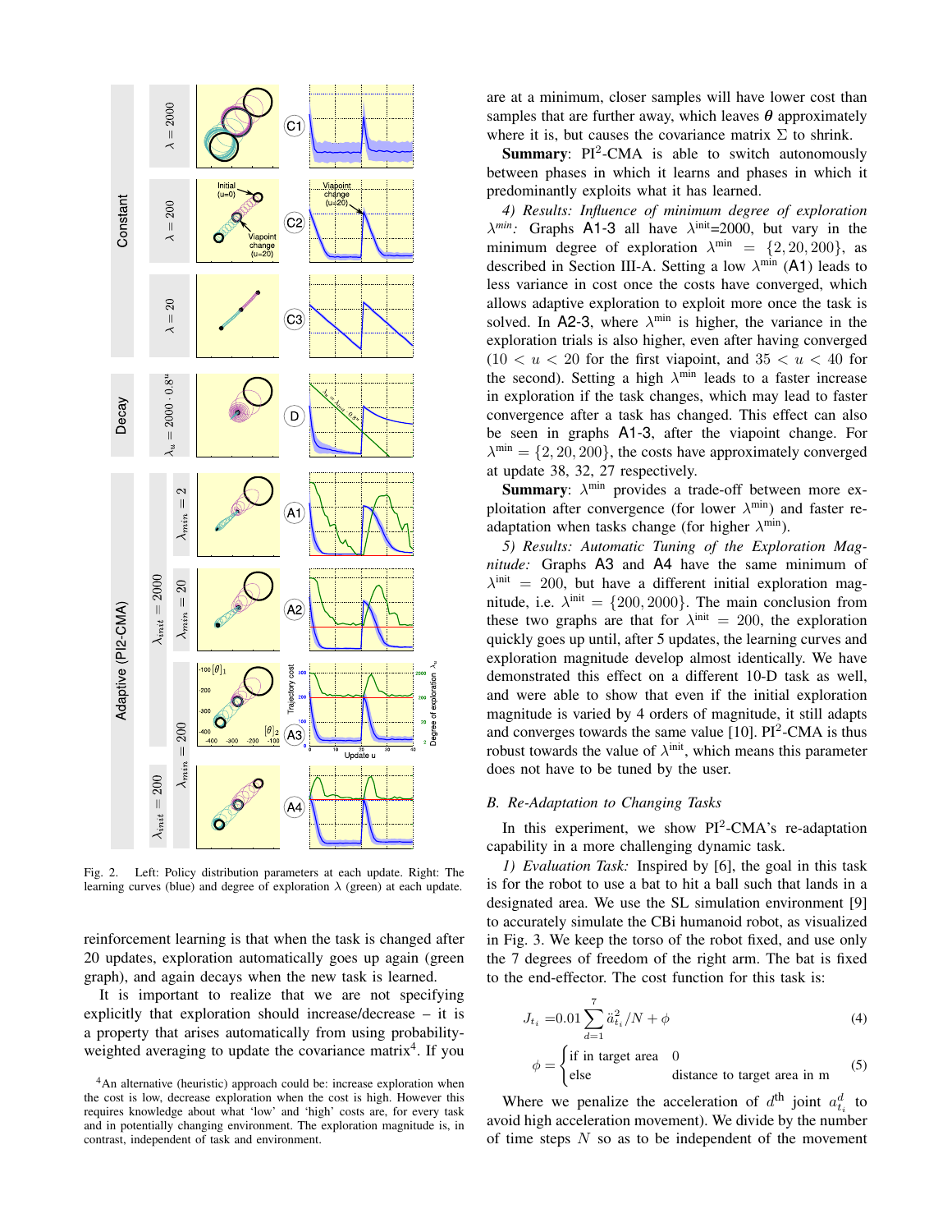Fig. 2. Left: Policy distribution parameters at each update. Right: The learning curves (blue) and degree of exploration $\lambda$ (green) at each update.

reinforcement learning is that when the task is changed after 20 updates, exploration automatically goes up again (green graph), and again decays when the new task is learned.

It is important to realize that we are not specifying explicitly that exploration should increase/decrease – it is a property that arises automatically from using probability-weighted averaging to update the covariance matrix[4]. If you are at a minimum, closer samples will have lower cost than samples that are further away, which leaves $\boldsymbol{\theta}$ approximately where it is, but causes the covariance matrix $\Sigma$ to shrink.

[4]An alternative (heuristic) approach could be: increase exploration when the cost is low, decrease exploration when the cost is high. However this requires knowledge about what 'low' and 'high' costs are, for every task and in potentially changing environment. The exploration magnitude is, in contrast, independent of task and environment.

**Summary**: PI$^2$-CMA is able to switch autonomously between phases in which it learns and phases in which it predominantly exploits what it has learned.

*4) Results: Influence of minimum degree of exploration $\lambda^{min}$:* Graphs A1-3 all have $\lambda^{\text{init}}$=2000, but vary in the minimum degree of exploration $\lambda^{\text{min}} = \{2, 20, 200\}$, as described in Section III-A. Setting a low $\lambda^{\text{min}}$ (A1) leads to less variance in cost once the costs have converged, which allows adaptive exploration to exploit more once the task is solved. In A2-3, where $\lambda^{\text{min}}$ is higher, the variance in the exploration trials is also higher, even after having converged ($10 < u < 20$ for the first viapoint, and $35 < u < 40$ for the second). Setting a high $\lambda^{\text{min}}$ leads to a faster increase in exploration if the task changes, which may lead to faster convergence after a task has changed. This effect can also be seen in graphs A1-3, after the viapoint change. For $\lambda^{\text{min}} = \{2, 20, 200\}$, the costs have approximately converged at update 38, 32, 27 respectively.

**Summary**: $\lambda^{\text{min}}$ provides a trade-off between more exploitation after convergence (for lower $\lambda^{\text{min}}$) and faster re-adaptation when tasks change (for higher $\lambda^{\text{min}}$).

*5) Results: Automatic Tuning of the Exploration Magnitude:* Graphs A3 and A4 have the same minimum of $\lambda^{\text{init}} = 200$, but have a different initial exploration magnitude, i.e. $\lambda^{\text{init}} = \{200, 2000\}$. The main conclusion from these two graphs are that for $\lambda^{\text{init}} = 200$, the exploration quickly goes up until, after 5 updates, the learning curves and exploration magnitude develop almost identically. We have demonstrated this effect on a different 10-D task as well, and were able to show that even if the initial exploration magnitude is varied by 4 orders of magnitude, it still adapts and converges towards the same value [10]. PI$^2$-CMA is thus robust towards the value of $\lambda^{\text{init}}$, which means this parameter does not have to be tuned by the user.

### B. Re-Adaptation to Changing Tasks

In this experiment, we show PI$^2$-CMA's re-adaptation capability in a more challenging dynamic task.

*1) Evaluation Task:* Inspired by [6], the goal in this task is for the robot to use a bat to hit a ball such that lands in a designated area. We use the SL simulation environment [9] to accurately simulate the CBi humanoid robot, as visualized in Fig. 3. We keep the torso of the robot fixed, and use only the 7 degrees of freedom of the right arm. The bat is fixed to the end-effector. The cost function for this task is:

$$J_{t_i} = 0.01 \sum_{d=1}^{7} \ddot{a}_{t_i}^2 / N + \phi \tag{4}$$

$$\phi = \begin{cases} \text{if in target area} & 0 \\ \text{else} & \text{distance to target area in m} \end{cases} \tag{5}$$

Where we penalize the acceleration of $d^{\text{th}}$ joint $a_{t_i}^d$ to avoid high acceleration movement). We divide by the number of time steps $N$ so as to be independent of the movement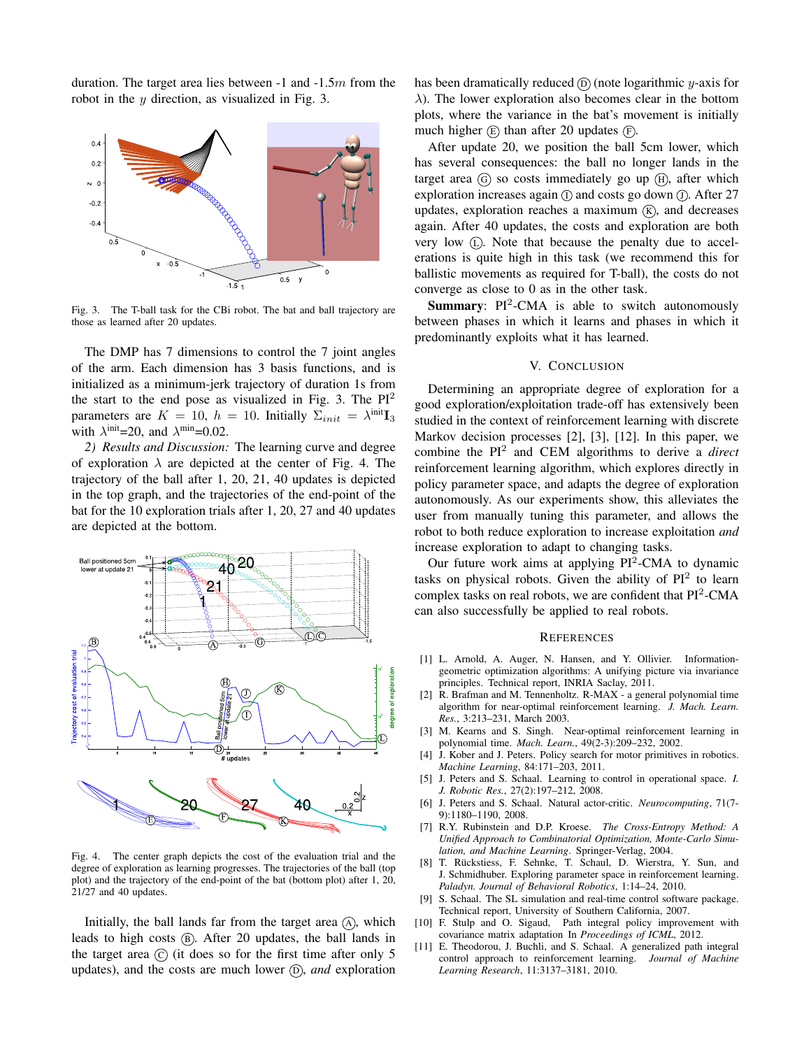duration. The target area lies between -1 and -1.5$m$ from the robot in the $y$ direction, as visualized in Fig. 3.

Fig. 3. The T-ball task for the CBi robot. The bat and ball trajectory are those as learned after 20 updates.

The DMP has 7 dimensions to control the 7 joint angles of the arm. Each dimension has 3 basis functions, and is initialized as a minimum-jerk trajectory of duration 1s from the start to the end pose as visualized in Fig. 3. The PI$^2$ parameters are $K = 10$, $h = 10$. Initially $\Sigma_{init} = \lambda^{\text{init}}\mathbf{I}_3$ with $\lambda^{\text{init}}$=20, and $\lambda^{\text{min}}$=0.02.

*2) Results and Discussion:* The learning curve and degree of exploration $\lambda$ are depicted at the center of Fig. 4. The trajectory of the ball after 1, 20, 21, 40 updates is depicted in the top graph, and the trajectories of the end-point of the bat for the 10 exploration trials after 1, 20, 27 and 40 updates are depicted at the bottom.

Fig. 4. The center graph depicts the cost of the evaluation trial and the degree of exploration as learning progresses. The trajectories of the ball (top plot) and the trajectory of the end-point of the bat (bottom plot) after 1, 20, 21/27 and 40 updates.

Initially, the ball lands far from the target area Ⓐ, which leads to high costs Ⓑ. After 20 updates, the ball lands in the target area Ⓒ (it does so for the first time after only 5 updates), and the costs are much lower Ⓓ, *and* exploration has been dramatically reduced Ⓓ (note logarithmic $y$-axis for $\lambda$). The lower exploration also becomes clear in the bottom plots, where the variance in the bat's movement is initially much higher Ⓔ than after 20 updates Ⓕ.

After update 20, we position the ball 5cm lower, which has several consequences: the ball no longer lands in the target area Ⓖ so costs immediately go up Ⓗ, after which exploration increases again Ⓘ and costs go down Ⓙ. After 27 updates, exploration reaches a maximum Ⓚ, and decreases again. After 40 updates, the costs and exploration are both very low Ⓛ. Note that because the penalty due to accelerations is quite high in this task (we recommend this for ballistic movements as required for T-ball), the costs do not converge as close to 0 as in the other task.

**Summary**: PI$^2$-CMA is able to switch autonomously between phases in which it learns and phases in which it predominantly exploits what it has learned.

## V. Conclusion

Determining an appropriate degree of exploration for a good exploration/exploitation trade-off has extensively been studied in the context of reinforcement learning with discrete Markov decision processes [2], [3], [12]. In this paper, we combine the PI$^2$ and CEM algorithms to derive a *direct* reinforcement learning algorithm, which explores directly in policy parameter space, and adapts the degree of exploration autonomously. As our experiments show, this alleviates the user from manually tuning this parameter, and allows the robot to both reduce exploration to increase exploitation *and* increase exploration to adapt to changing tasks.

Our future work aims at applying PI$^2$-CMA to dynamic tasks on physical robots. Given the ability of PI$^2$ to learn complex tasks on real robots, we are confident that PI$^2$-CMA can also successfully be applied to real robots.

## References

[1] L. Arnold, A. Auger, N. Hansen, and Y. Ollivier. Information-geometric optimization algorithms: A unifying picture via invariance principles. Technical report, INRIA Saclay, 2011.

[2] R. Brafman and M. Tennenholtz. R-MAX - a general polynomial time algorithm for near-optimal reinforcement learning. *J. Mach. Learn. Res.*, 3:213–231, March 2003.

[3] M. Kearns and S. Singh. Near-optimal reinforcement learning in polynomial time. *Mach. Learn.*, 49(2-3):209–232, 2002.

[4] J. Kober and J. Peters. Policy search for motor primitives in robotics. *Machine Learning*, 84:171–203, 2011.

[5] J. Peters and S. Schaal. Learning to control in operational space. *I. J. Robotic Res.*, 27(2):197–212, 2008.

[6] J. Peters and S. Schaal. Natural actor-critic. *Neurocomputing*, 71(7-9):1180–1190, 2008.

[7] R.Y. Rubinstein and D.P. Kroese. *The Cross-Entropy Method: A Unified Approach to Combinatorial Optimization, Monte-Carlo Simulation, and Machine Learning*. Springer-Verlag, 2004.

[8] T. Rückstiess, F. Sehnke, T. Schaul, D. Wierstra, Y. Sun, and J. Schmidhuber. Exploring parameter space in reinforcement learning. *Paladyn. Journal of Behavioral Robotics*, 1:14–24, 2010.

[9] S. Schaal. The SL simulation and real-time control software package. Technical report, University of Southern California, 2007.

[10] F. Stulp and O. Sigaud. Path integral policy improvement with covariance matrix adaptation In *Proceedings of ICML*, 2012.

[11] E. Theodorou, J. Buchli, and S. Schaal. A generalized path integral control approach to reinforcement learning. *Journal of Machine Learning Research*, 11:3137–3181, 2010.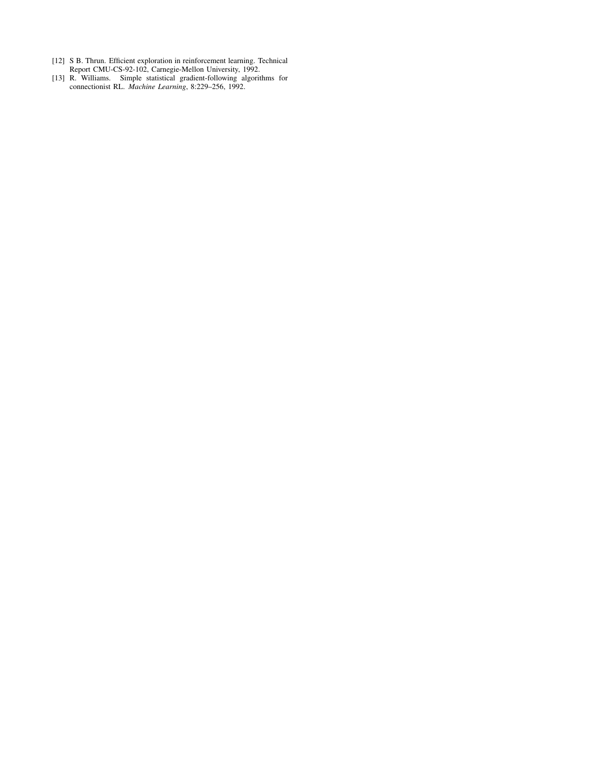[12] S B. Thrun. Efficient exploration in reinforcement learning. Technical Report CMU-CS-92-102, Carnegie-Mellon University, 1992.

[13] R. Williams. Simple statistical gradient-following algorithms for connectionist RL. *Machine Learning*, 8:229–256, 1992.